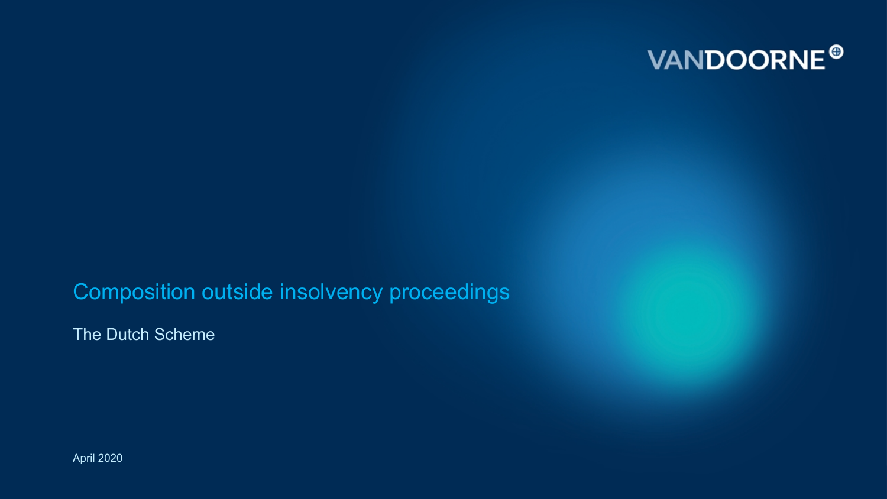VANDOORNE

# Composition outside insolvency proceedings

## The Dutch Scheme

April 2020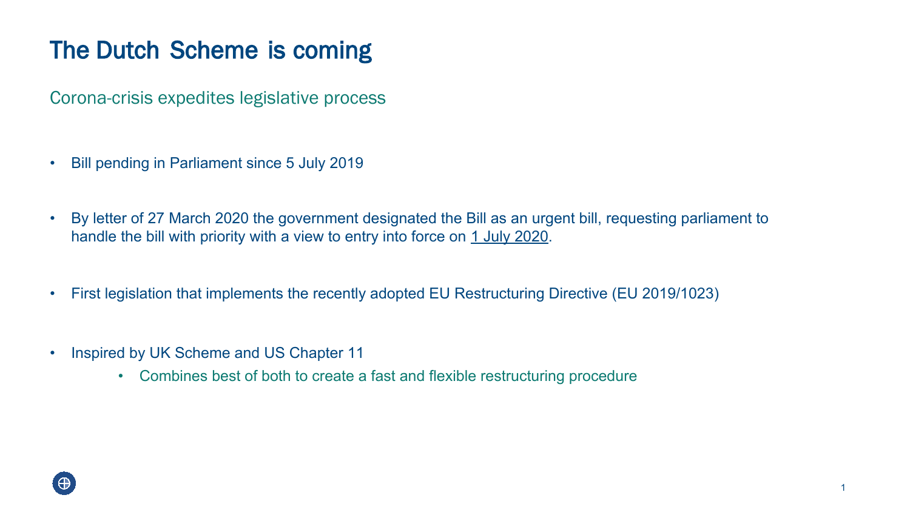# The Dutch Scheme is coming

## Corona-crisis expedites legislative process

- Bill pending in Parliament since 5 July 2019
- By letter of 27 March 2020 the government designated the Bill as an urgent bill, requesting parliament to handle the bill with priority with a view to entry into force on 1 July 2020.
- First legislation that implements the recently adopted EU Restructuring Directive (EU 2019/1023)
- Inspired by UK Scheme and US Chapter 11
  - Combines best of both to create a fast and flexible restructuring procedure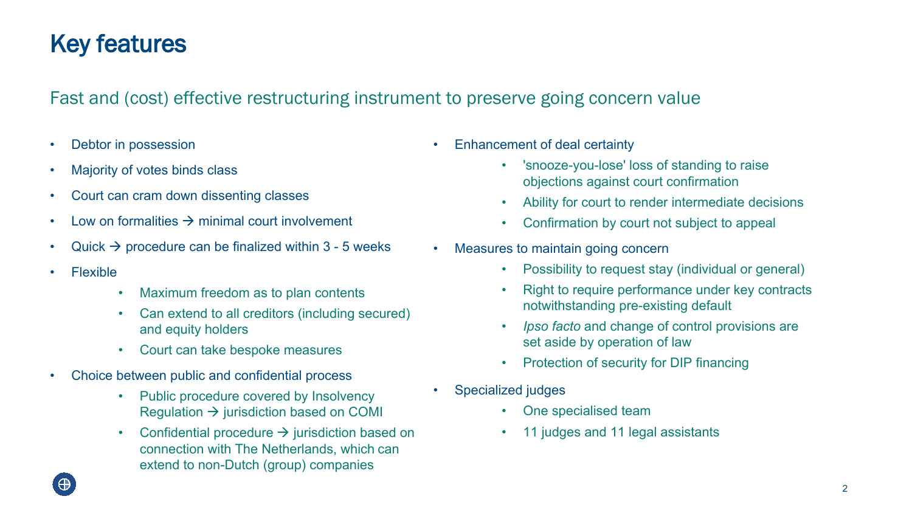# Key features

## Fast and (cost) effective restructuring instrument to preserve going concern value

- Debtor in possession
- Majority of votes binds class
- Court can cram down dissenting classes
- Low on formalities → minimal court involvement
- Quick → procedure can be finalized within 3 - 5 weeks
- Flexible
  - Maximum freedom as to plan contents
  - Can extend to all creditors (including secured) and equity holders
  - Court can take bespoke measures
- Choice between public and confidential process
  - Public procedure covered by Insolvency Regulation → jurisdiction based on COMI
  - Confidential procedure → jurisdiction based on connection with The Netherlands, which can extend to non-Dutch (group) companies
- Enhancement of deal certainty
  - 'snooze-you-lose' loss of standing to raise objections against court confirmation
  - Ability for court to render intermediate decisions
  - Confirmation by court not subject to appeal
- Measures to maintain going concern
  - Possibility to request stay (individual or general)
  - Right to require performance under key contracts notwithstanding pre-existing default
  - *Ipso facto* and change of control provisions are set aside by operation of law
  - Protection of security for DIP financing
- Specialized judges
  - One specialised team
  - 11 judges and 11 legal assistants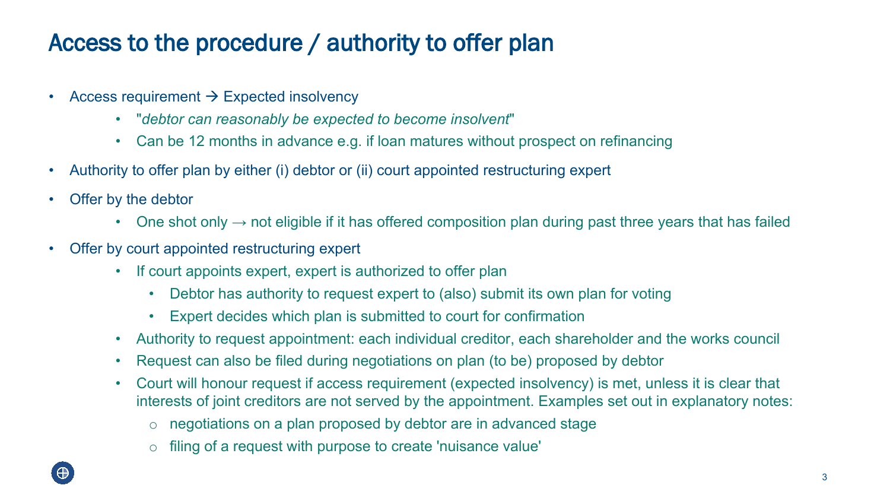# Access to the procedure / authority to offer plan

- Access requirement → Expected insolvency
  - "*debtor can reasonably be expected to become insolvent*"
  - Can be 12 months in advance e.g. if loan matures without prospect on refinancing
- Authority to offer plan by either (i) debtor or (ii) court appointed restructuring expert
- Offer by the debtor
  - One shot only → not eligible if it has offered composition plan during past three years that has failed
- Offer by court appointed restructuring expert
  - If court appoints expert, expert is authorized to offer plan
    - Debtor has authority to request expert to (also) submit its own plan for voting
    - Expert decides which plan is submitted to court for confirmation
  - Authority to request appointment: each individual creditor, each shareholder and the works council
  - Request can also be filed during negotiations on plan (to be) proposed by debtor
  - Court will honour request if access requirement (expected insolvency) is met, unless it is clear that interests of joint creditors are not served by the appointment. Examples set out in explanatory notes:
    - negotiations on a plan proposed by debtor are in advanced stage
    - filing of a request with purpose to create 'nuisance value'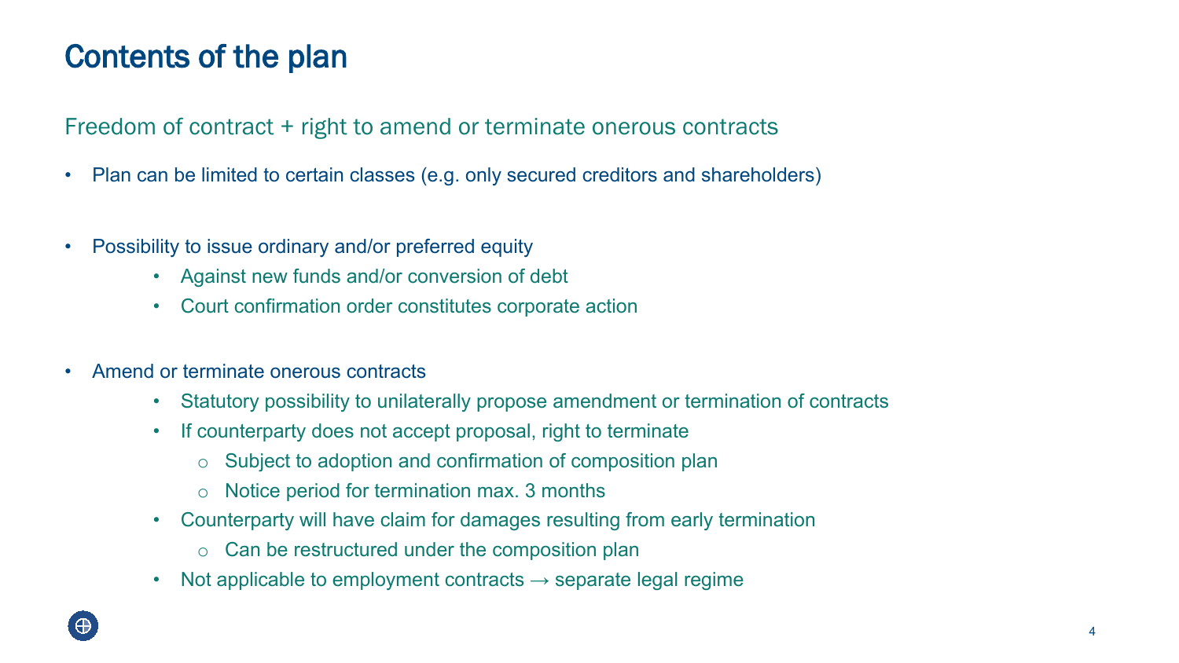# Contents of the plan

## Freedom of contract + right to amend or terminate onerous contracts

- Plan can be limited to certain classes (e.g. only secured creditors and shareholders)

- Possibility to issue ordinary and/or preferred equity
  - Against new funds and/or conversion of debt
  - Court confirmation order constitutes corporate action

- Amend or terminate onerous contracts
  - Statutory possibility to unilaterally propose amendment or termination of contracts
  - If counterparty does not accept proposal, right to terminate
    - Subject to adoption and confirmation of composition plan
    - Notice period for termination max. 3 months
  - Counterparty will have claim for damages resulting from early termination
    - Can be restructured under the composition plan
  - Not applicable to employment contracts → separate legal regime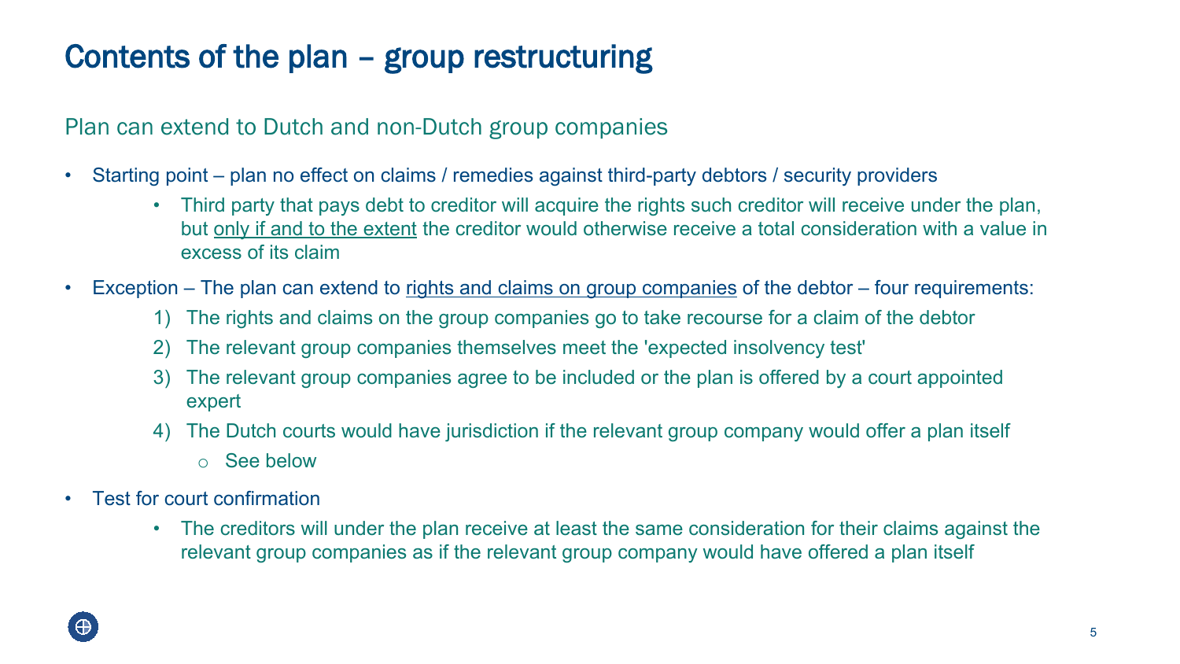# Contents of the plan – group restructuring

## Plan can extend to Dutch and non-Dutch group companies

- Starting point – plan no effect on claims / remedies against third-party debtors / security providers
  - Third party that pays debt to creditor will acquire the rights such creditor will receive under the plan, but <u>only if and to the extent</u> the creditor would otherwise receive a total consideration with a value in excess of its claim
- Exception – The plan can extend to <u>rights and claims on group companies</u> of the debtor – four requirements:
  1) The rights and claims on the group companies go to take recourse for a claim of the debtor
  2) The relevant group companies themselves meet the 'expected insolvency test'
  3) The relevant group companies agree to be included or the plan is offered by a court appointed expert
  4) The Dutch courts would have jurisdiction if the relevant group company would offer a plan itself
     - See below
- Test for court confirmation
  - The creditors will under the plan receive at least the same consideration for their claims against the relevant group companies as if the relevant group company would have offered a plan itself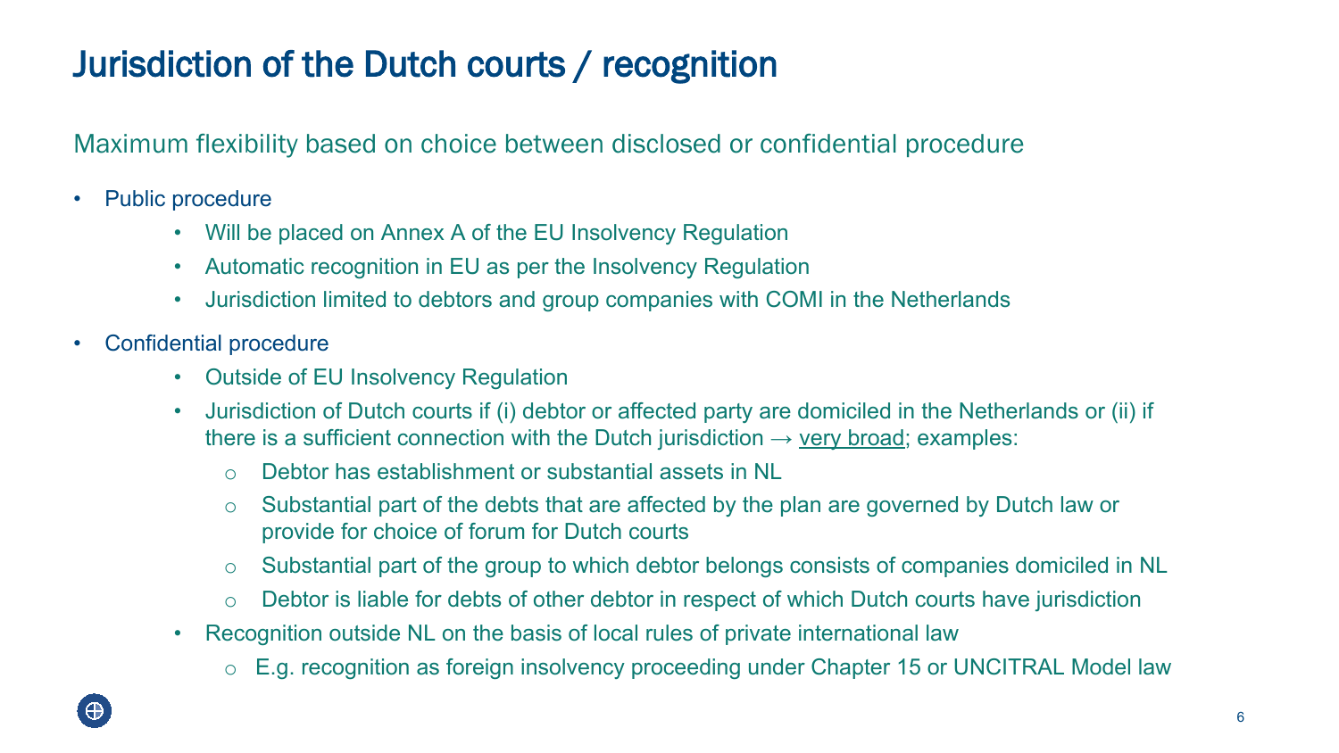# Jurisdiction of the Dutch courts / recognition

Maximum flexibility based on choice between disclosed or confidential procedure

- Public procedure
  - Will be placed on Annex A of the EU Insolvency Regulation
  - Automatic recognition in EU as per the Insolvency Regulation
  - Jurisdiction limited to debtors and group companies with COMI in the Netherlands
- Confidential procedure
  - Outside of EU Insolvency Regulation
  - Jurisdiction of Dutch courts if (i) debtor or affected party are domiciled in the Netherlands or (ii) if there is a sufficient connection with the Dutch jurisdiction → <u>very broad</u>; examples:
    - Debtor has establishment or substantial assets in NL
    - Substantial part of the debts that are affected by the plan are governed by Dutch law or provide for choice of forum for Dutch courts
    - Substantial part of the group to which debtor belongs consists of companies domiciled in NL
    - Debtor is liable for debts of other debtor in respect of which Dutch courts have jurisdiction
  - Recognition outside NL on the basis of local rules of private international law
    - E.g. recognition as foreign insolvency proceeding under Chapter 15 or UNCITRAL Model law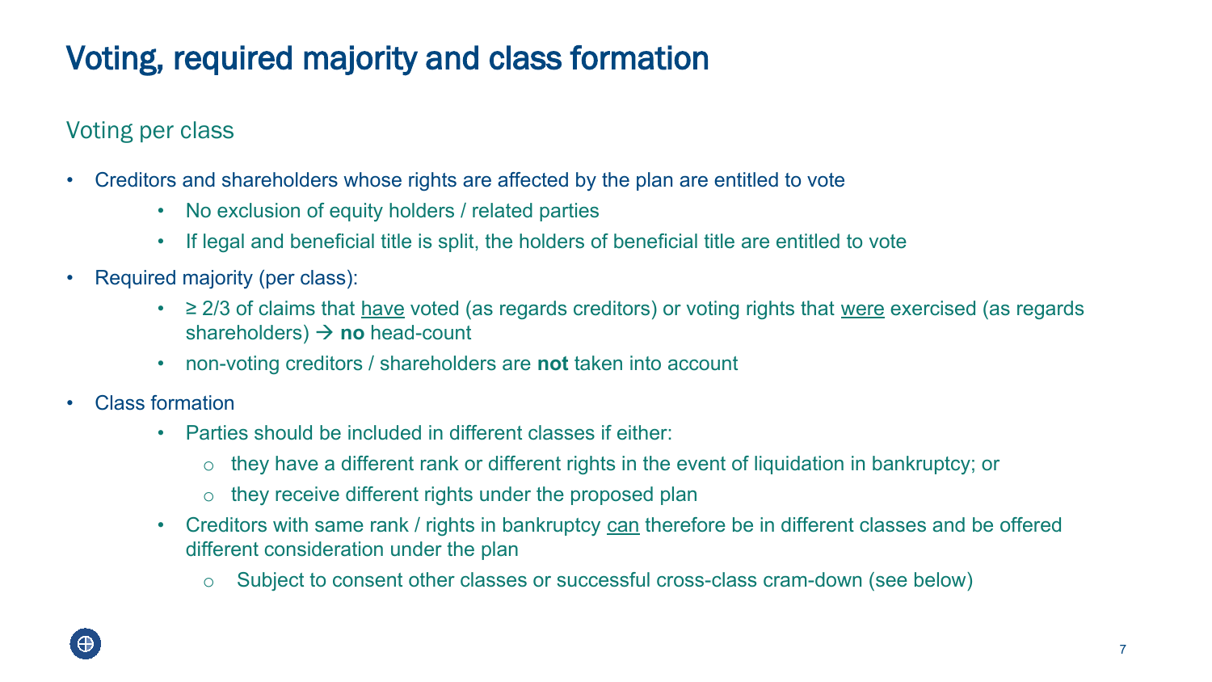# Voting, required majority and class formation

## Voting per class

- Creditors and shareholders whose rights are affected by the plan are entitled to vote
    - No exclusion of equity holders / related parties
    - If legal and beneficial title is split, the holders of beneficial title are entitled to vote
- Required majority (per class):
    - ≥ 2/3 of claims that <u>have</u> voted (as regards creditors) or voting rights that <u>were</u> exercised (as regards shareholders) → **no** head-count
    - non-voting creditors / shareholders are **not** taken into account
- Class formation
    - Parties should be included in different classes if either:
        - they have a different rank or different rights in the event of liquidation in bankruptcy; or
        - they receive different rights under the proposed plan
    - Creditors with same rank / rights in bankruptcy <u>can</u> therefore be in different classes and be offered different consideration under the plan
        - Subject to consent other classes or successful cross-class cram-down (see below)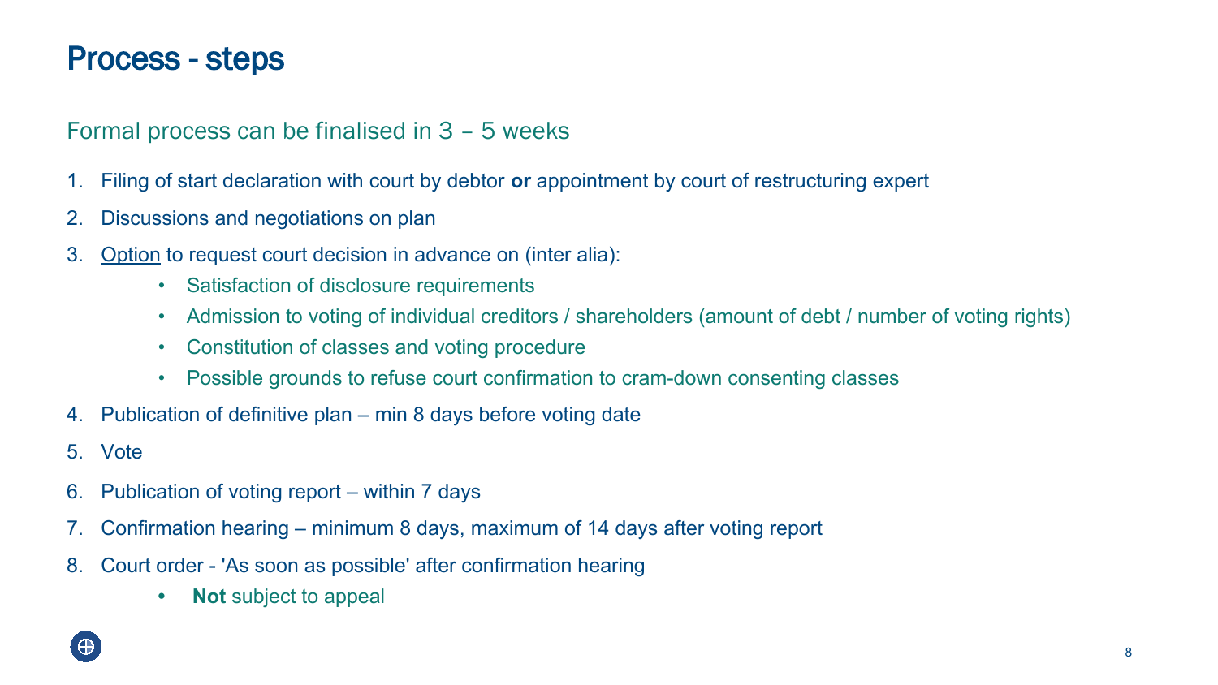# Process - steps

## Formal process can be finalised in 3 – 5 weeks

1. Filing of start declaration with court by debtor **or** appointment by court of restructuring expert
2. Discussions and negotiations on plan
3. <u>Option</u> to request court decision in advance on (inter alia):
   - Satisfaction of disclosure requirements
   - Admission to voting of individual creditors / shareholders (amount of debt / number of voting rights)
   - Constitution of classes and voting procedure
   - Possible grounds to refuse court confirmation to cram-down consenting classes
4. Publication of definitive plan – min 8 days before voting date
5. Vote
6. Publication of voting report – within 7 days
7. Confirmation hearing – minimum 8 days, maximum of 14 days after voting report
8. Court order - 'As soon as possible' after confirmation hearing
   - **Not** subject to appeal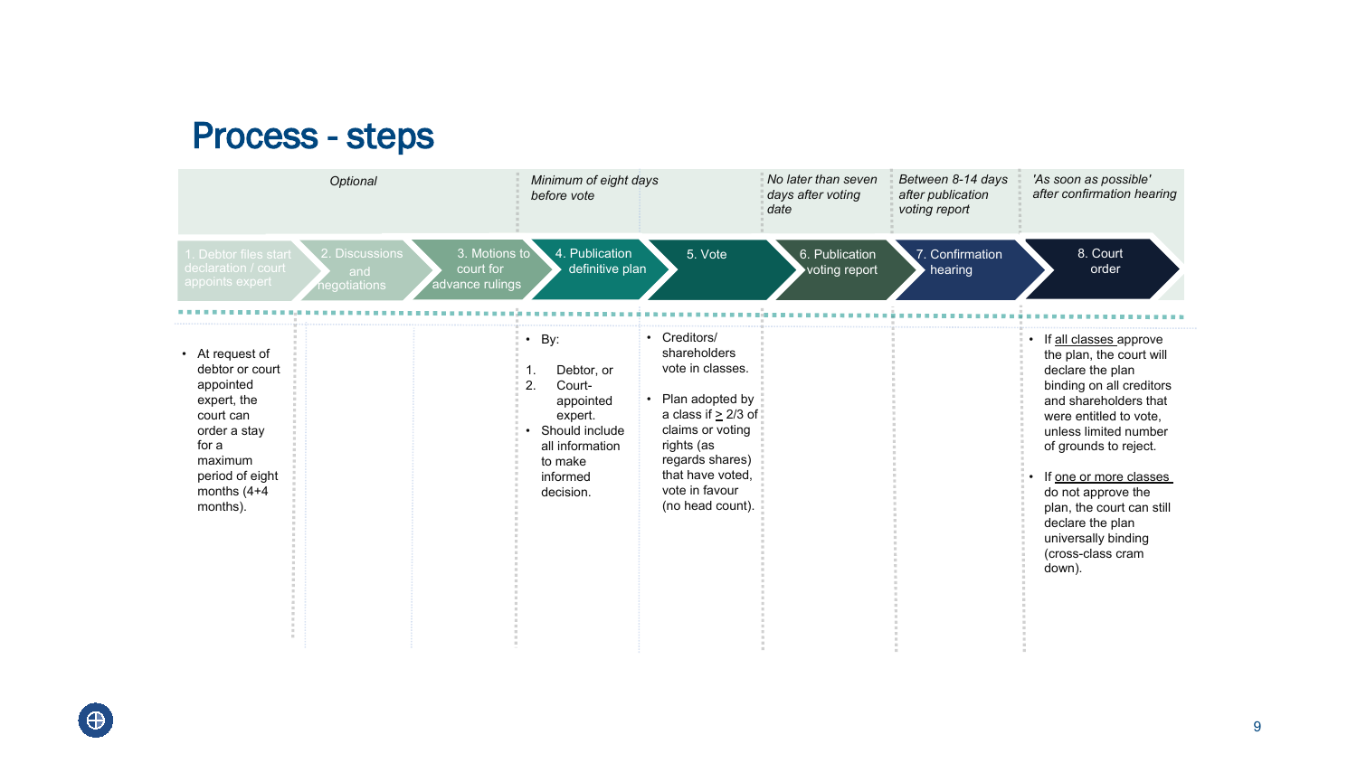# Process - steps

| | Optional | | Minimum of eight days before vote | | No later than seven days after voting date | Between 8-14 days after publication voting report | 'As soon as possible' after confirmation hearing |
|---|---|---|---|---|---|---|---|
| 1. Debtor files start declaration / court appoints expert | 2. Discussions and negotiations | 3. Motions to court for advance rulings | 4. Publication definitive plan | 5. Vote | 6. Publication voting report | 7. Confirmation hearing | 8. Court order |
| • At request of debtor or court appointed expert, the court can order a stay for a maximum period of eight months (4+4 months). | | | • By:<br>1. Debtor, or<br>2. Court-appointed expert.<br>• Should include all information to make informed decision. | • Creditors/ shareholders vote in classes.<br>• Plan adopted by a class if ≥ 2/3 of claims or voting rights (as regards shares) that have voted, vote in favour (no head count). | | | • If all classes approve the plan, the court will declare the plan binding on all creditors and shareholders that were entitled to vote, unless limited number of grounds to reject.<br>• If one or more classes do not approve the plan, the court can still declare the plan universally binding (cross-class cram down). |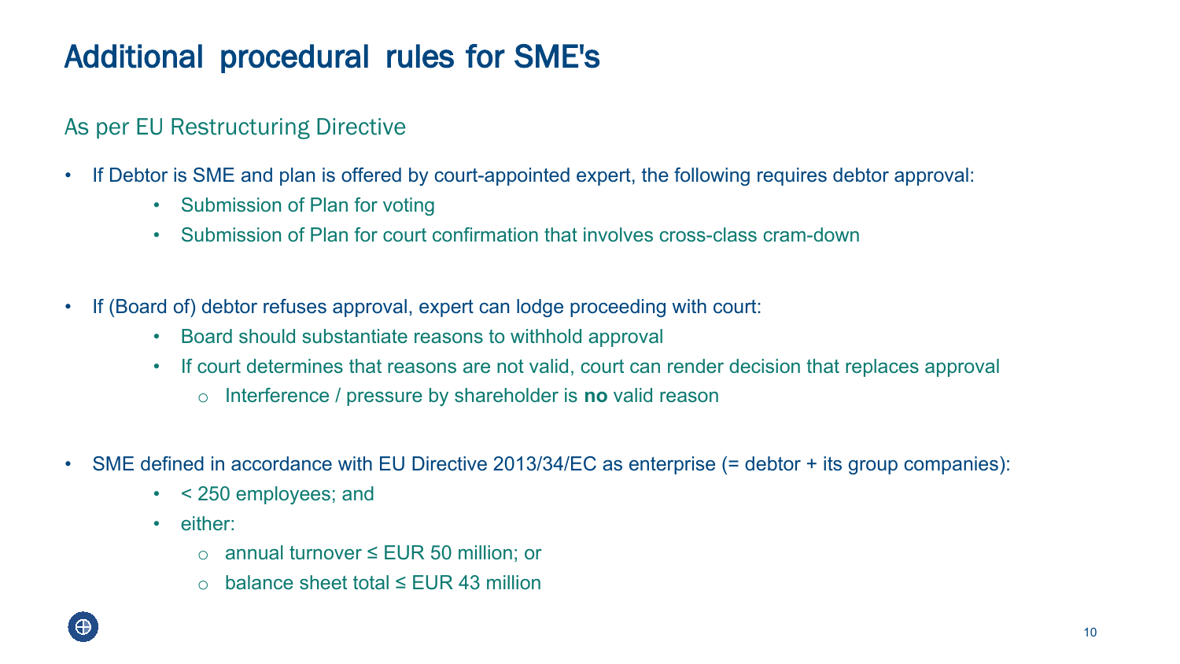# Additional procedural rules for SME's

## As per EU Restructuring Directive

- If Debtor is SME and plan is offered by court-appointed expert, the following requires debtor approval:
  - Submission of Plan for voting
  - Submission of Plan for court confirmation that involves cross-class cram-down

- If (Board of) debtor refuses approval, expert can lodge proceeding with court:
  - Board should substantiate reasons to withhold approval
  - If court determines that reasons are not valid, court can render decision that replaces approval
    - Interference / pressure by shareholder is **no** valid reason

- SME defined in accordance with EU Directive 2013/34/EC as enterprise (= debtor + its group companies):
  - < 250 employees; and
  - either:
    - annual turnover ≤ EUR 50 million; or
    - balance sheet total ≤ EUR 43 million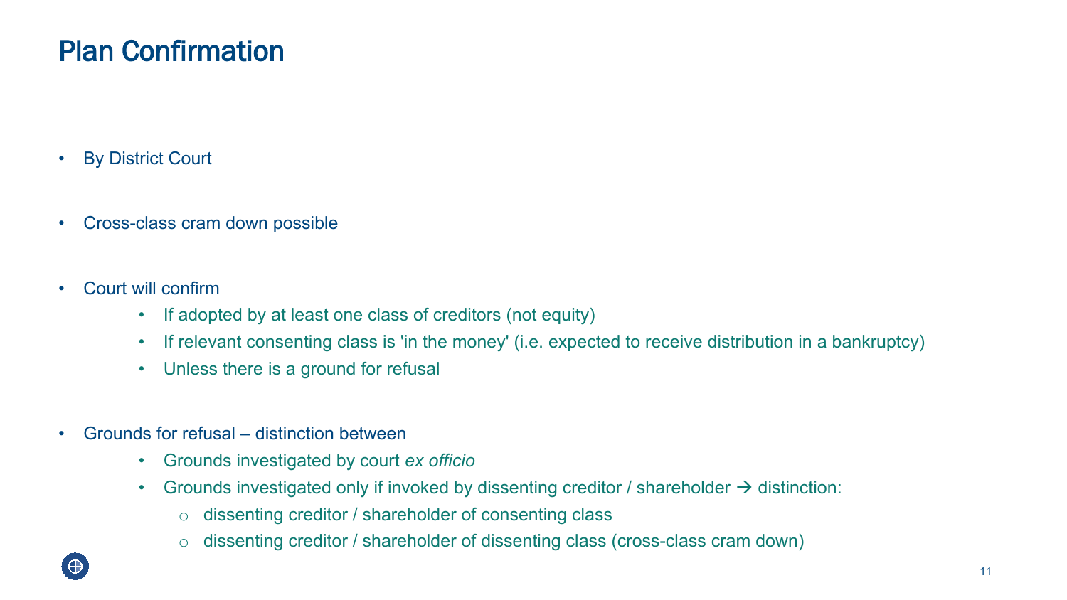# Plan Confirmation

- By District Court
- Cross-class cram down possible
- Court will confirm
  - If adopted by at least one class of creditors (not equity)
  - If relevant consenting class is 'in the money' (i.e. expected to receive distribution in a bankruptcy)
  - Unless there is a ground for refusal
- Grounds for refusal – distinction between
  - Grounds investigated by court *ex officio*
  - Grounds investigated only if invoked by dissenting creditor / shareholder → distinction:
    - dissenting creditor / shareholder of consenting class
    - dissenting creditor / shareholder of dissenting class (cross-class cram down)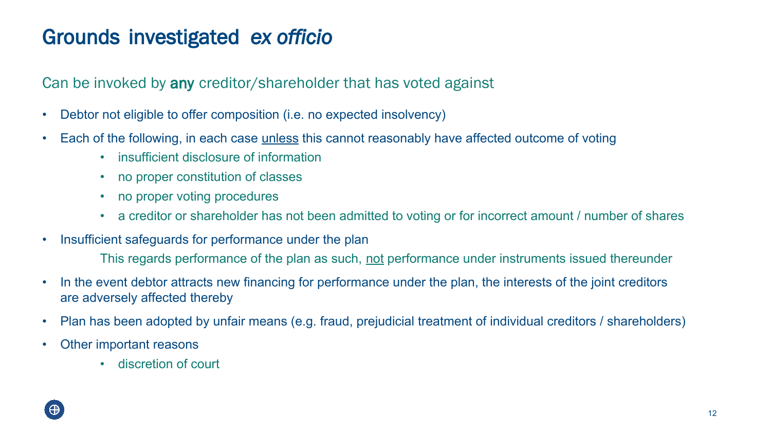# Grounds investigated *ex officio*

Can be invoked by **any** creditor/shareholder that has voted against

- Debtor not eligible to offer composition (i.e. no expected insolvency)
- Each of the following, in each case unless this cannot reasonably have affected outcome of voting
  - insufficient disclosure of information
  - no proper constitution of classes
  - no proper voting procedures
  - a creditor or shareholder has not been admitted to voting or for incorrect amount / number of shares
- Insufficient safeguards for performance under the plan

  This regards performance of the plan as such, not performance under instruments issued thereunder
- In the event debtor attracts new financing for performance under the plan, the interests of the joint creditors are adversely affected thereby
- Plan has been adopted by unfair means (e.g. fraud, prejudicial treatment of individual creditors / shareholders)
- Other important reasons
  - discretion of court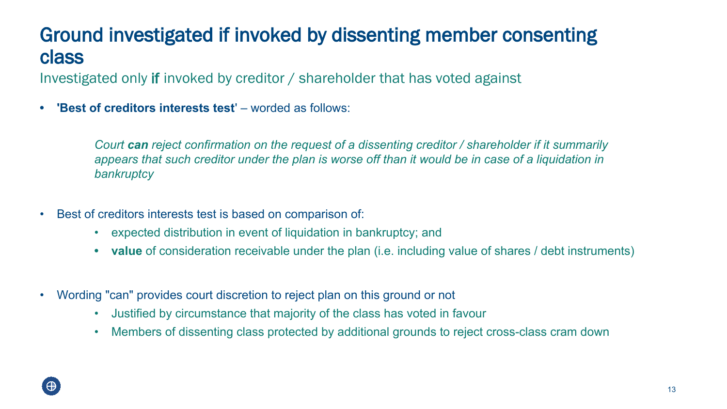# Ground investigated if invoked by dissenting member consenting class

## Investigated only **if** invoked by creditor / shareholder that has voted against

- **'Best of creditors interests test'** – worded as follows:

  > *Court **can** reject confirmation on the request of a dissenting creditor / shareholder if it summarily appears that such creditor under the plan is worse off than it would be in case of a liquidation in bankruptcy*

- Best of creditors interests test is based on comparison of:
  - expected distribution in event of liquidation in bankruptcy; and
  - **value** of consideration receivable under the plan (i.e. including value of shares / debt instruments)

- Wording "can" provides court discretion to reject plan on this ground or not
  - Justified by circumstance that majority of the class has voted in favour
  - Members of dissenting class protected by additional grounds to reject cross-class cram down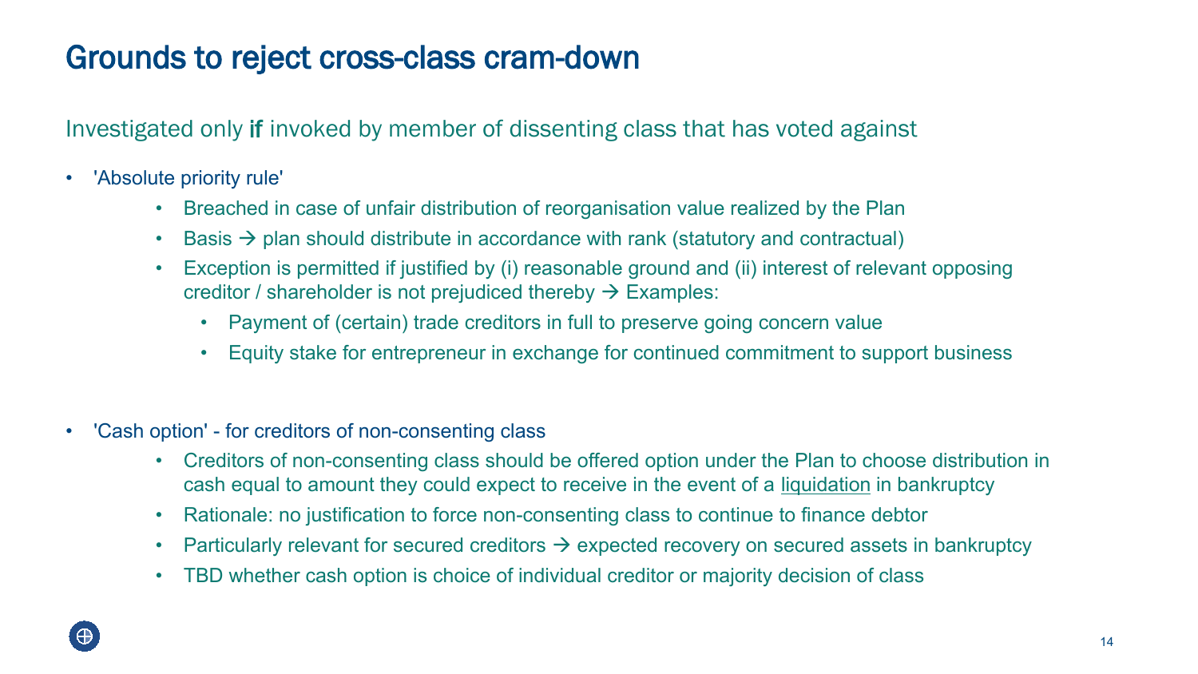# Grounds to reject cross-class cram-down

Investigated only **if** invoked by member of dissenting class that has voted against

- 'Absolute priority rule'
  - Breached in case of unfair distribution of reorganisation value realized by the Plan
  - Basis → plan should distribute in accordance with rank (statutory and contractual)
  - Exception is permitted if justified by (i) reasonable ground and (ii) interest of relevant opposing creditor / shareholder is not prejudiced thereby → Examples:
    - Payment of (certain) trade creditors in full to preserve going concern value
    - Equity stake for entrepreneur in exchange for continued commitment to support business

- 'Cash option' - for creditors of non-consenting class
  - Creditors of non-consenting class should be offered option under the Plan to choose distribution in cash equal to amount they could expect to receive in the event of a <u>liquidation</u> in bankruptcy
  - Rationale: no justification to force non-consenting class to continue to finance debtor
  - Particularly relevant for secured creditors → expected recovery on secured assets in bankruptcy
  - TBD whether cash option is choice of individual creditor or majority decision of class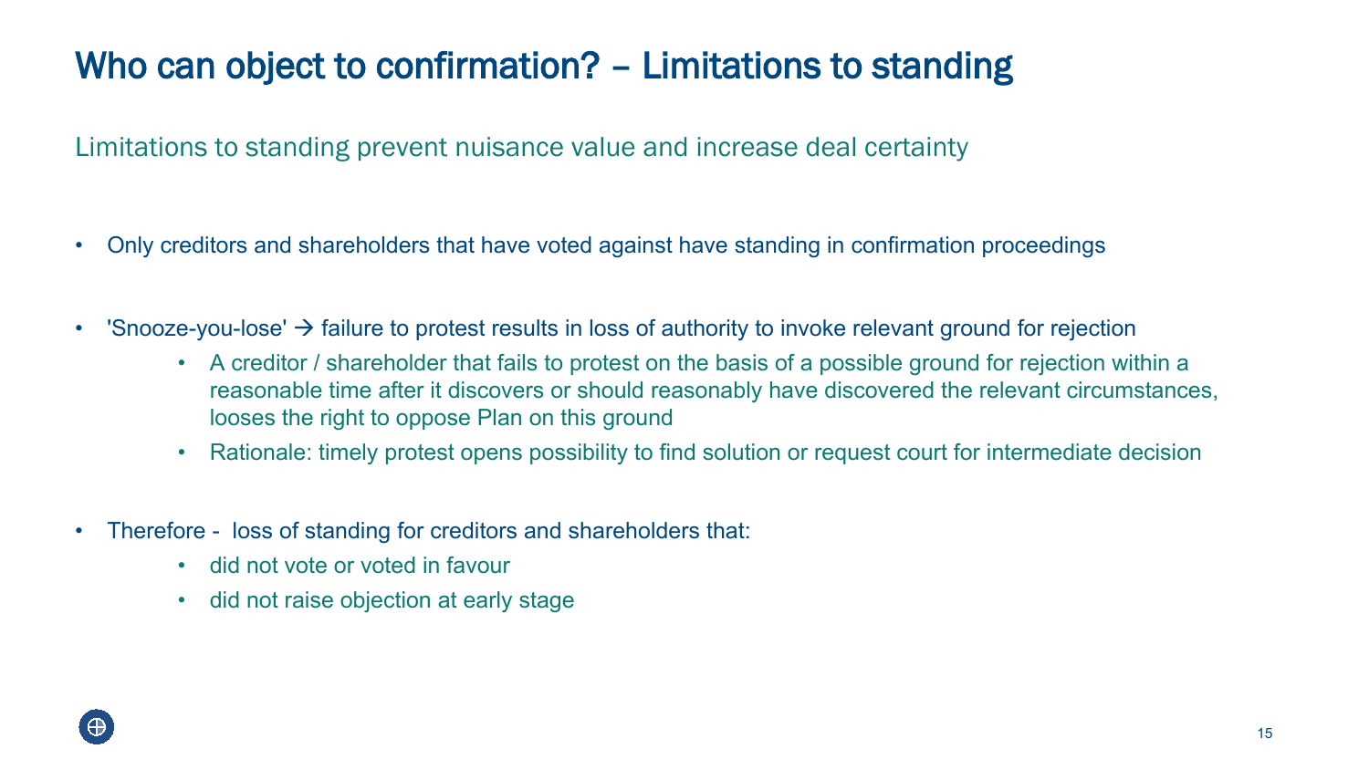# Who can object to confirmation? – Limitations to standing

Limitations to standing prevent nuisance value and increase deal certainty

- Only creditors and shareholders that have voted against have standing in confirmation proceedings
- 'Snooze-you-lose' → failure to protest results in loss of authority to invoke relevant ground for rejection
  - A creditor / shareholder that fails to protest on the basis of a possible ground for rejection within a reasonable time after it discovers or should reasonably have discovered the relevant circumstances, looses the right to oppose Plan on this ground
  - Rationale: timely protest opens possibility to find solution or request court for intermediate decision
- Therefore - loss of standing for creditors and shareholders that:
  - did not vote or voted in favour
  - did not raise objection at early stage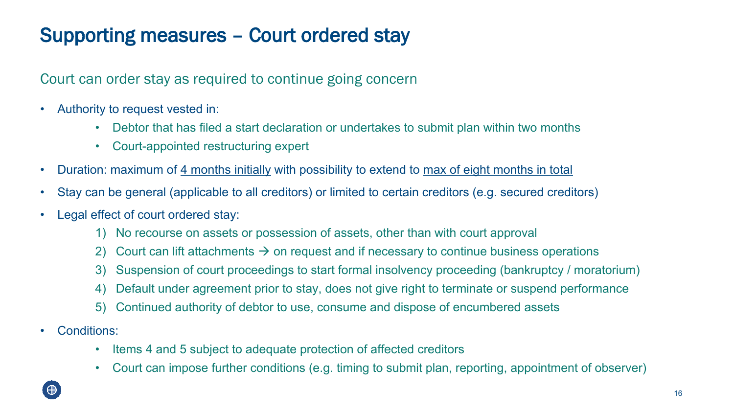# Supporting measures – Court ordered stay

## Court can order stay as required to continue going concern

- Authority to request vested in:
  - Debtor that has filed a start declaration or undertakes to submit plan within two months
  - Court-appointed restructuring expert
- Duration: maximum of <u>4 months initially</u> with possibility to extend to <u>max of eight months in total</u>
- Stay can be general (applicable to all creditors) or limited to certain creditors (e.g. secured creditors)
- Legal effect of court ordered stay:
  1) No recourse on assets or possession of assets, other than with court approval
  2) Court can lift attachments → on request and if necessary to continue business operations
  3) Suspension of court proceedings to start formal insolvency proceeding (bankruptcy / moratorium)
  4) Default under agreement prior to stay, does not give right to terminate or suspend performance
  5) Continued authority of debtor to use, consume and dispose of encumbered assets
- Conditions:
  - Items 4 and 5 subject to adequate protection of affected creditors
  - Court can impose further conditions (e.g. timing to submit plan, reporting, appointment of observer)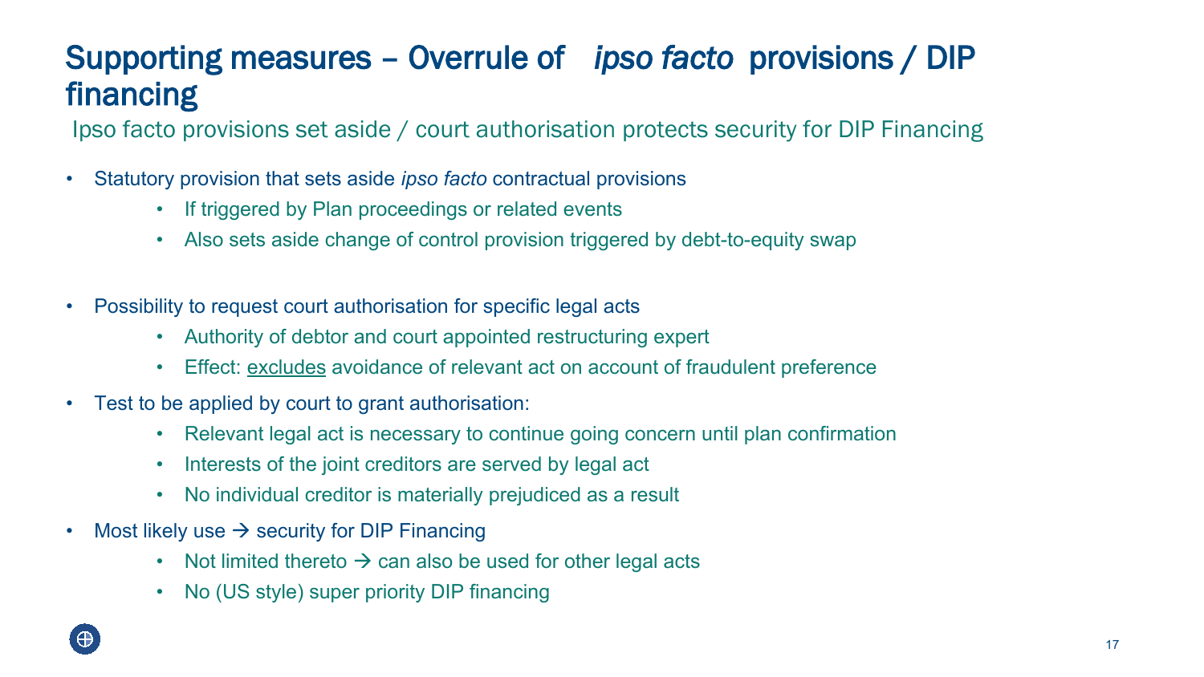# Supporting measures – Overrule of *ipso facto* provisions / DIP financing

Ipso facto provisions set aside / court authorisation protects security for DIP Financing

- Statutory provision that sets aside *ipso facto* contractual provisions
    - If triggered by Plan proceedings or related events
    - Also sets aside change of control provision triggered by debt-to-equity swap
- Possibility to request court authorisation for specific legal acts
    - Authority of debtor and court appointed restructuring expert
    - Effect: <u>excludes</u> avoidance of relevant act on account of fraudulent preference
- Test to be applied by court to grant authorisation:
    - Relevant legal act is necessary to continue going concern until plan confirmation
    - Interests of the joint creditors are served by legal act
    - No individual creditor is materially prejudiced as a result
- Most likely use → security for DIP Financing
    - Not limited thereto → can also be used for other legal acts
    - No (US style) super priority DIP financing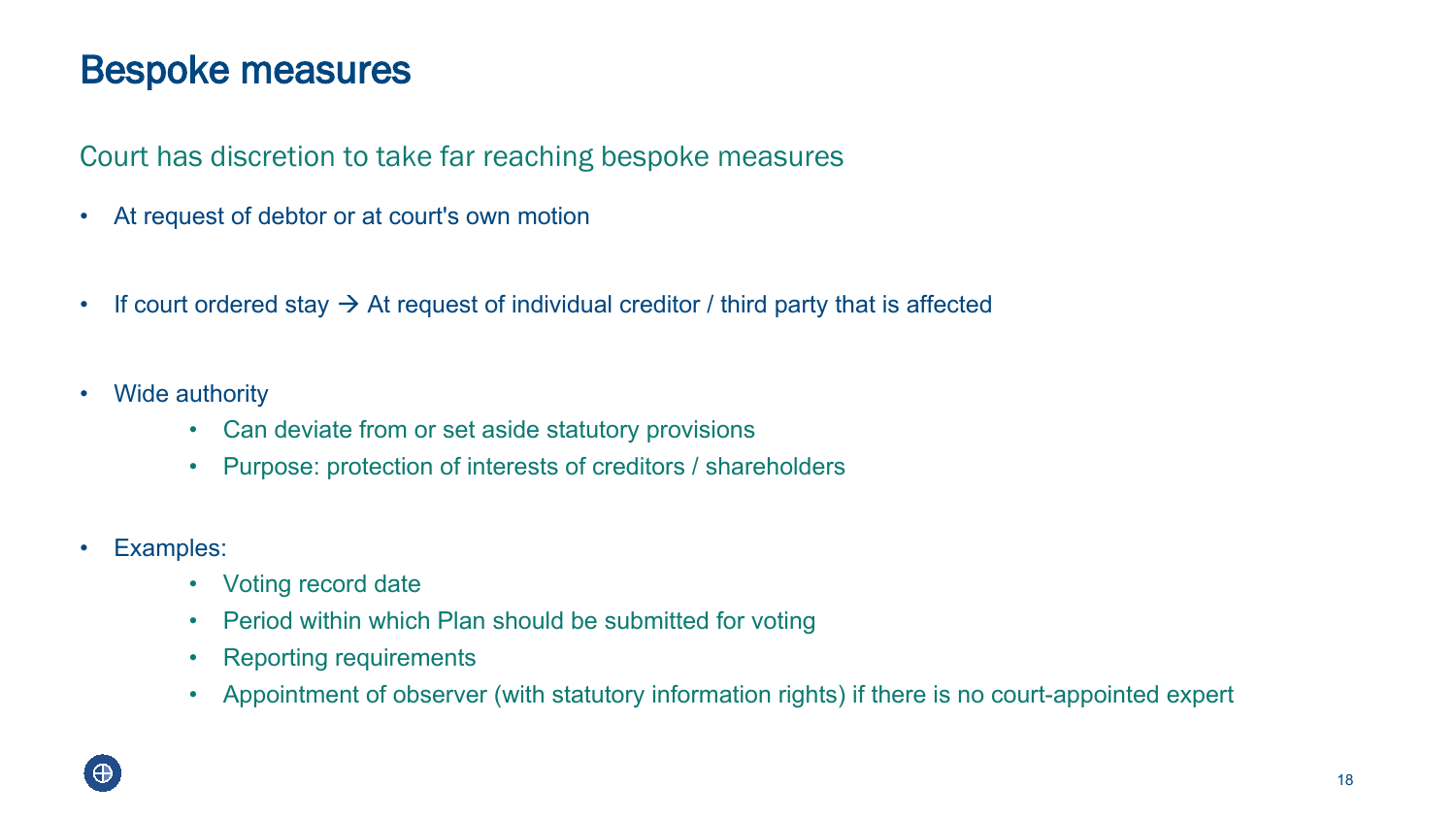# Bespoke measures

## Court has discretion to take far reaching bespoke measures

- At request of debtor or at court's own motion
- If court ordered stay → At request of individual creditor / third party that is affected
- Wide authority
  - Can deviate from or set aside statutory provisions
  - Purpose: protection of interests of creditors / shareholders
- Examples:
  - Voting record date
  - Period within which Plan should be submitted for voting
  - Reporting requirements
  - Appointment of observer (with statutory information rights) if there is no court-appointed expert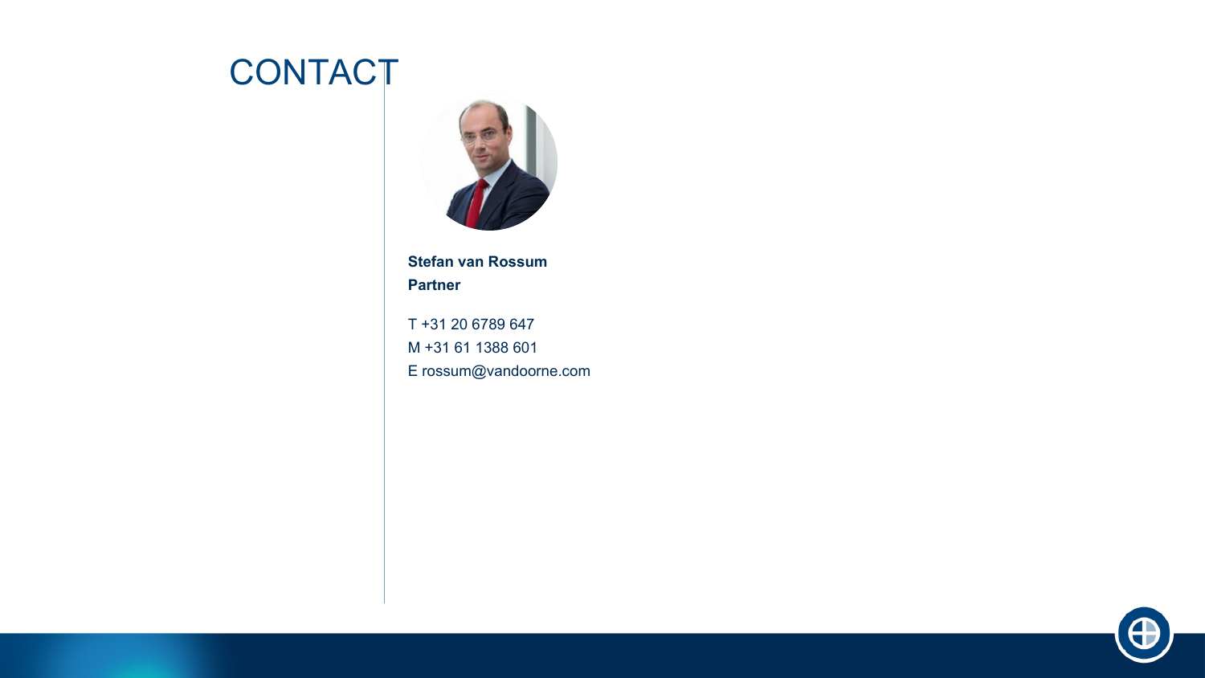# CONTACT

**Stefan van Rossum**
**Partner**

T +31 20 6789 647
M +31 61 1388 601
E rossum@vandoorne.com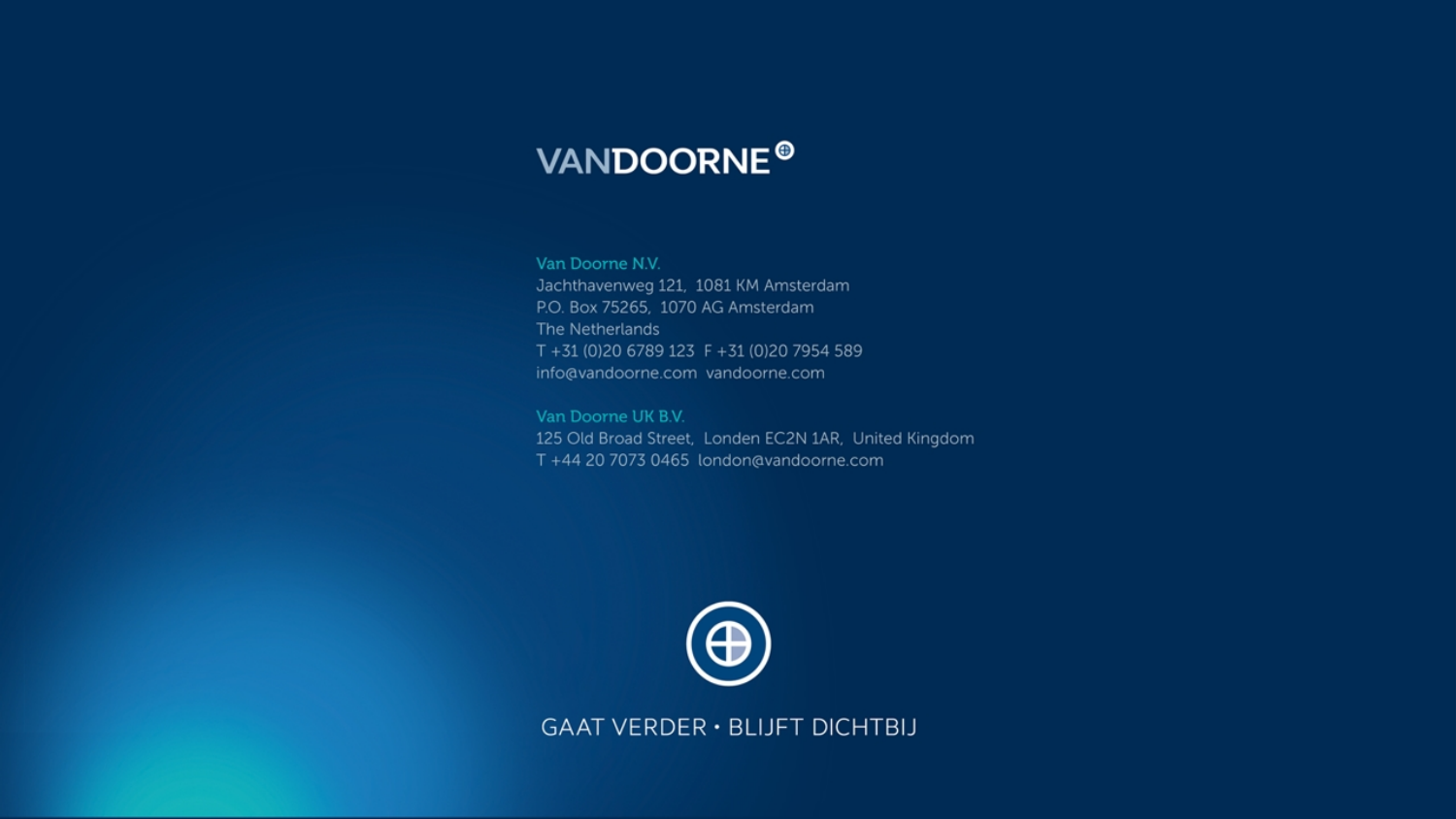# VANDOORNE

**Van Doorne N.V.**
Jachthavenweg 121, 1081 KM Amsterdam
P.O. Box 75265, 1070 AG Amsterdam
The Netherlands
T +31 (0)20 6789 123 F +31 (0)20 7954 589
info@vandoorne.com vandoorne.com

**Van Doorne UK B.V.**
125 Old Broad Street, Londen EC2N 1AR, United Kingdom
T +44 20 7073 0465 london@vandoorne.com

GAAT VERDER • BLIJFT DICHTBIJ